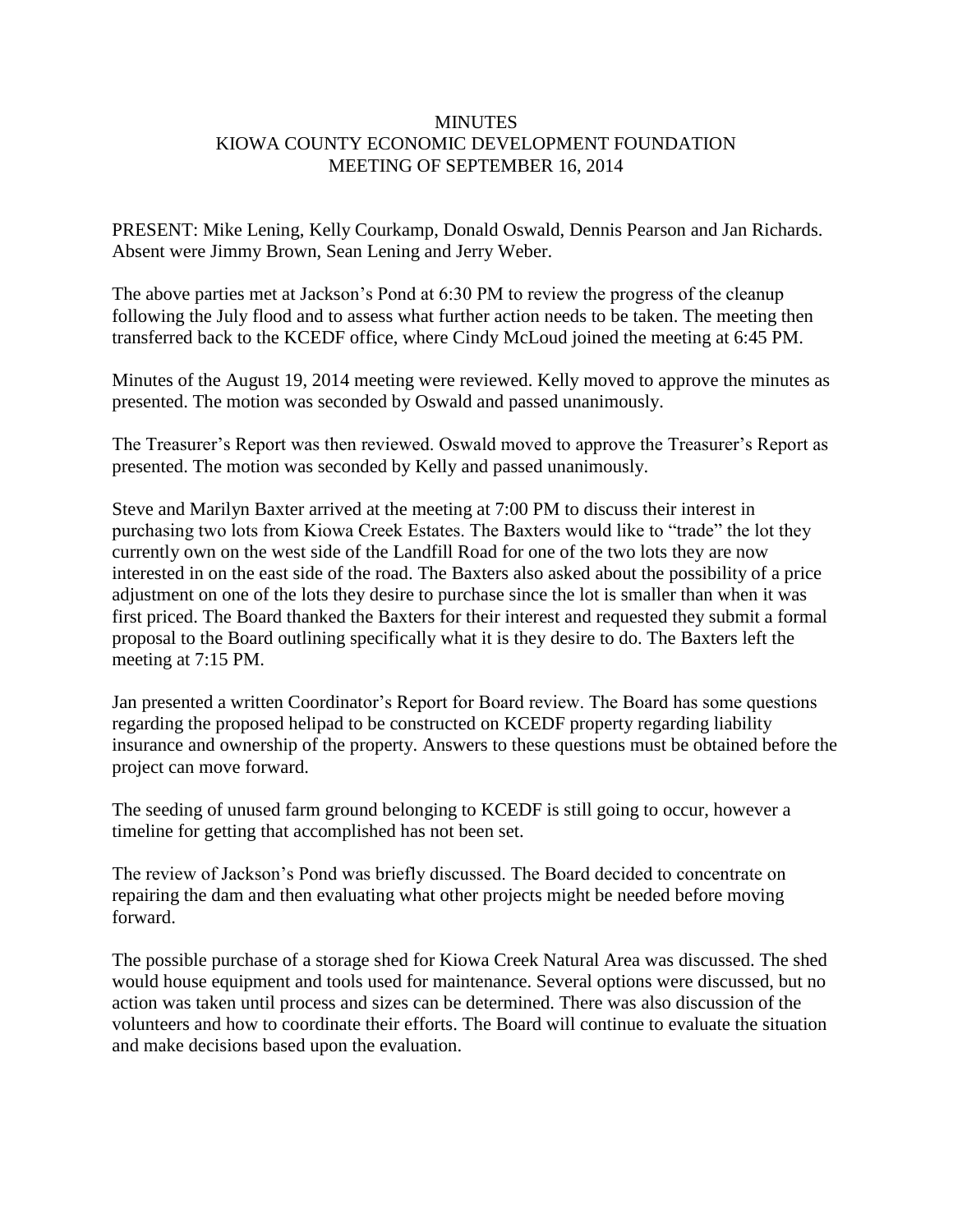# MINUTES
# KIOWA COUNTY ECONOMIC DEVELOPMENT FOUNDATION
# MEETING OF SEPTEMBER 16, 2014

PRESENT: Mike Lening, Kelly Courkamp, Donald Oswald, Dennis Pearson and Jan Richards. Absent were Jimmy Brown, Sean Lening and Jerry Weber.

The above parties met at Jackson's Pond at 6:30 PM to review the progress of the cleanup following the July flood and to assess what further action needs to be taken. The meeting then transferred back to the KCEDF office, where Cindy McLoud joined the meeting at 6:45 PM.

Minutes of the August 19, 2014 meeting were reviewed. Kelly moved to approve the minutes as presented. The motion was seconded by Oswald and passed unanimously.

The Treasurer's Report was then reviewed. Oswald moved to approve the Treasurer's Report as presented. The motion was seconded by Kelly and passed unanimously.

Steve and Marilyn Baxter arrived at the meeting at 7:00 PM to discuss their interest in purchasing two lots from Kiowa Creek Estates. The Baxters would like to "trade" the lot they currently own on the west side of the Landfill Road for one of the two lots they are now interested in on the east side of the road. The Baxters also asked about the possibility of a price adjustment on one of the lots they desire to purchase since the lot is smaller than when it was first priced. The Board thanked the Baxters for their interest and requested they submit a formal proposal to the Board outlining specifically what it is they desire to do. The Baxters left the meeting at 7:15 PM.

Jan presented a written Coordinator's Report for Board review. The Board has some questions regarding the proposed helipad to be constructed on KCEDF property regarding liability insurance and ownership of the property. Answers to these questions must be obtained before the project can move forward.

The seeding of unused farm ground belonging to KCEDF is still going to occur, however a timeline for getting that accomplished has not been set.

The review of Jackson's Pond was briefly discussed. The Board decided to concentrate on repairing the dam and then evaluating what other projects might be needed before moving forward.

The possible purchase of a storage shed for Kiowa Creek Natural Area was discussed. The shed would house equipment and tools used for maintenance. Several options were discussed, but no action was taken until process and sizes can be determined. There was also discussion of the volunteers and how to coordinate their efforts. The Board will continue to evaluate the situation and make decisions based upon the evaluation.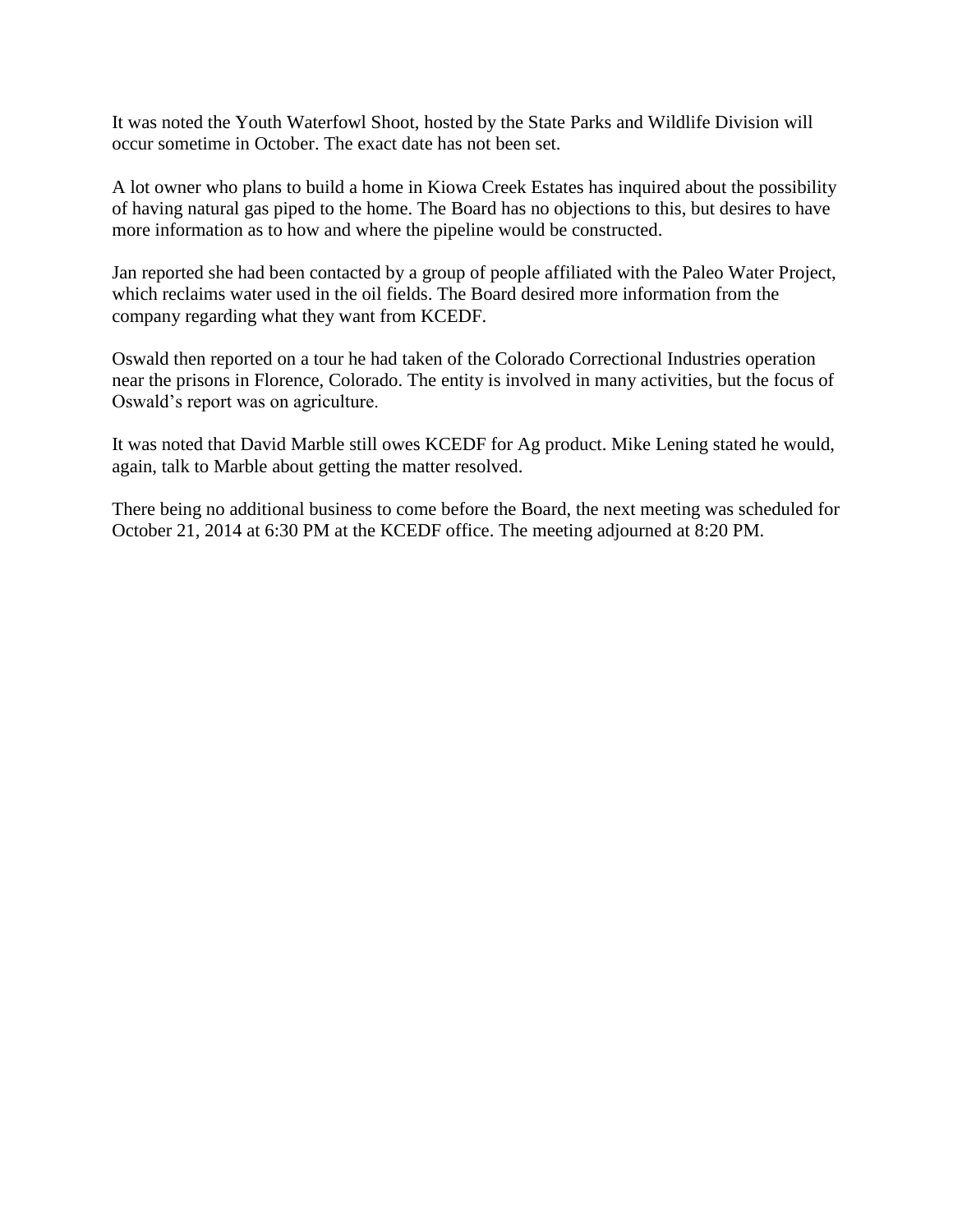It was noted the Youth Waterfowl Shoot, hosted by the State Parks and Wildlife Division will occur sometime in October. The exact date has not been set.

A lot owner who plans to build a home in Kiowa Creek Estates has inquired about the possibility of having natural gas piped to the home. The Board has no objections to this, but desires to have more information as to how and where the pipeline would be constructed.

Jan reported she had been contacted by a group of people affiliated with the Paleo Water Project, which reclaims water used in the oil fields. The Board desired more information from the company regarding what they want from KCEDF.

Oswald then reported on a tour he had taken of the Colorado Correctional Industries operation near the prisons in Florence, Colorado. The entity is involved in many activities, but the focus of Oswald's report was on agriculture.

It was noted that David Marble still owes KCEDF for Ag product. Mike Lening stated he would, again, talk to Marble about getting the matter resolved.

There being no additional business to come before the Board, the next meeting was scheduled for October 21, 2014 at 6:30 PM at the KCEDF office. The meeting adjourned at 8:20 PM.